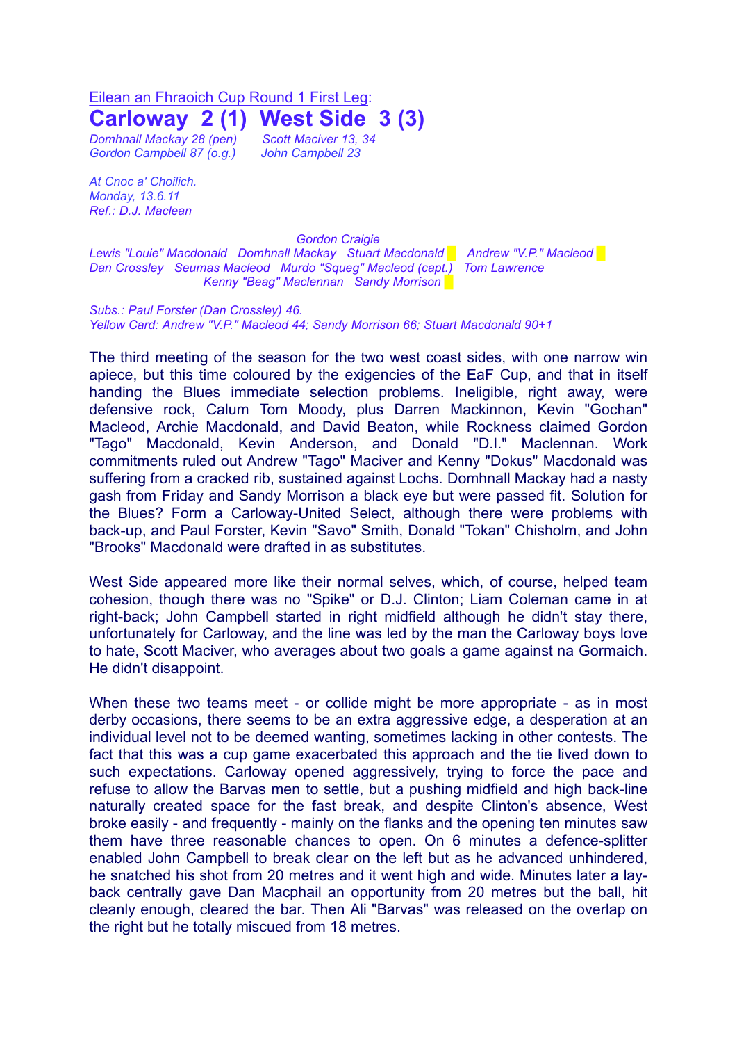Eilean an Fhraoich Cup Round 1 First Leg:

# Carloway 2 (1) West Side 3 (3)

*Domhnall Mackay 28 (pen)* *Scott Maciver 13, 34*
*Gordon Campbell 87 (o.g.)* *John Campbell 23*

*At Cnoc a' Choilich.*
*Monday, 13.6.11*
*Ref.: D.J. Maclean*

*Gordon Craigie*
*Lewis "Louie" Macdonald Domhnall Mackay Stuart Macdonald Andrew "V.P." Macleod*
*Dan Crossley Seumas Macleod Murdo "Squeg" Macleod (capt.) Tom Lawrence*
*Kenny "Beag" Maclennan Sandy Morrison*

*Subs.: Paul Forster (Dan Crossley) 46.*
*Yellow Card: Andrew "V.P." Macleod 44; Sandy Morrison 66; Stuart Macdonald 90+1*

The third meeting of the season for the two west coast sides, with one narrow win apiece, but this time coloured by the exigencies of the EaF Cup, and that in itself handing the Blues immediate selection problems. Ineligible, right away, were defensive rock, Calum Tom Moody, plus Darren Mackinnon, Kevin "Gochan" Macleod, Archie Macdonald, and David Beaton, while Rockness claimed Gordon "Tago" Macdonald, Kevin Anderson, and Donald "D.I." Maclennan. Work commitments ruled out Andrew "Tago" Maciver and Kenny "Dokus" Macdonald was suffering from a cracked rib, sustained against Lochs. Domhnall Mackay had a nasty gash from Friday and Sandy Morrison a black eye but were passed fit. Solution for the Blues? Form a Carloway-United Select, although there were problems with back-up, and Paul Forster, Kevin "Savo" Smith, Donald "Tokan" Chisholm, and John "Brooks" Macdonald were drafted in as substitutes.

West Side appeared more like their normal selves, which, of course, helped team cohesion, though there was no "Spike" or D.J. Clinton; Liam Coleman came in at right-back; John Campbell started in right midfield although he didn't stay there, unfortunately for Carloway, and the line was led by the man the Carloway boys love to hate, Scott Maciver, who averages about two goals a game against na Gormaich. He didn't disappoint.

When these two teams meet - or collide might be more appropriate - as in most derby occasions, there seems to be an extra aggressive edge, a desperation at an individual level not to be deemed wanting, sometimes lacking in other contests. The fact that this was a cup game exacerbated this approach and the tie lived down to such expectations. Carloway opened aggressively, trying to force the pace and refuse to allow the Barvas men to settle, but a pushing midfield and high back-line naturally created space for the fast break, and despite Clinton's absence, West broke easily - and frequently - mainly on the flanks and the opening ten minutes saw them have three reasonable chances to open. On 6 minutes a defence-splitter enabled John Campbell to break clear on the left but as he advanced unhindered, he snatched his shot from 20 metres and it went high and wide. Minutes later a lay-back centrally gave Dan Macphail an opportunity from 20 metres but the ball, hit cleanly enough, cleared the bar. Then Ali "Barvas" was released on the overlap on the right but he totally miscued from 18 metres.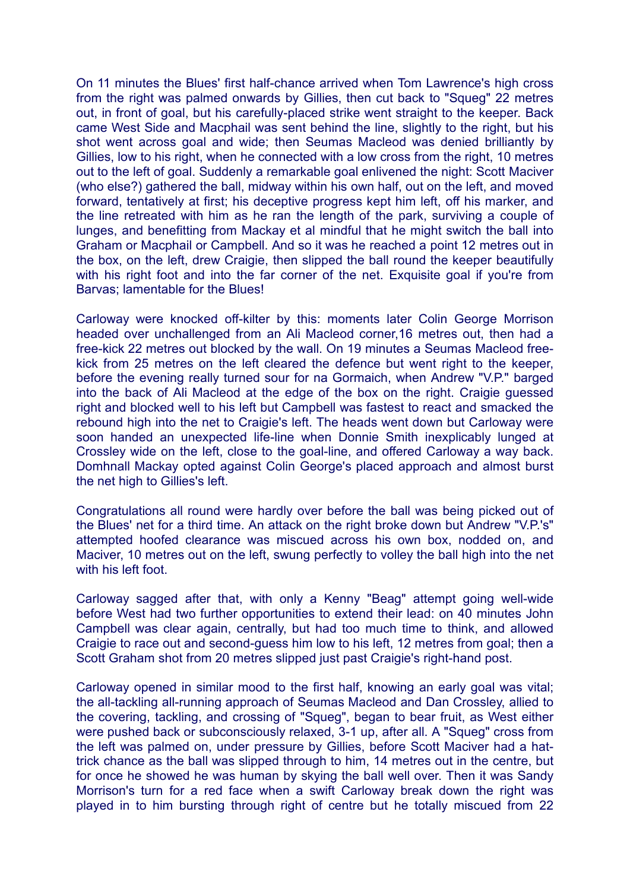On 11 minutes the Blues' first half-chance arrived when Tom Lawrence's high cross from the right was palmed onwards by Gillies, then cut back to "Squeg" 22 metres out, in front of goal, but his carefully-placed strike went straight to the keeper. Back came West Side and Macphail was sent behind the line, slightly to the right, but his shot went across goal and wide; then Seumas Macleod was denied brilliantly by Gillies, low to his right, when he connected with a low cross from the right, 10 metres out to the left of goal. Suddenly a remarkable goal enlivened the night: Scott Maciver (who else?) gathered the ball, midway within his own half, out on the left, and moved forward, tentatively at first; his deceptive progress kept him left, off his marker, and the line retreated with him as he ran the length of the park, surviving a couple of lunges, and benefitting from Mackay et al mindful that he might switch the ball into Graham or Macphail or Campbell. And so it was he reached a point 12 metres out in the box, on the left, drew Craigie, then slipped the ball round the keeper beautifully with his right foot and into the far corner of the net. Exquisite goal if you're from Barvas; lamentable for the Blues!

Carloway were knocked off-kilter by this: moments later Colin George Morrison headed over unchallenged from an Ali Macleod corner,16 metres out, then had a free-kick 22 metres out blocked by the wall. On 19 minutes a Seumas Macleod free-kick from 25 metres on the left cleared the defence but went right to the keeper, before the evening really turned sour for na Gormaich, when Andrew "V.P." barged into the back of Ali Macleod at the edge of the box on the right. Craigie guessed right and blocked well to his left but Campbell was fastest to react and smacked the rebound high into the net to Craigie's left. The heads went down but Carloway were soon handed an unexpected life-line when Donnie Smith inexplicably lunged at Crossley wide on the left, close to the goal-line, and offered Carloway a way back. Domhnall Mackay opted against Colin George's placed approach and almost burst the net high to Gillies's left.

Congratulations all round were hardly over before the ball was being picked out of the Blues' net for a third time. An attack on the right broke down but Andrew "V.P.'s" attempted hoofed clearance was miscued across his own box, nodded on, and Maciver, 10 metres out on the left, swung perfectly to volley the ball high into the net with his left foot.

Carloway sagged after that, with only a Kenny "Beag" attempt going well-wide before West had two further opportunities to extend their lead: on 40 minutes John Campbell was clear again, centrally, but had too much time to think, and allowed Craigie to race out and second-guess him low to his left, 12 metres from goal; then a Scott Graham shot from 20 metres slipped just past Craigie's right-hand post.

Carloway opened in similar mood to the first half, knowing an early goal was vital; the all-tackling all-running approach of Seumas Macleod and Dan Crossley, allied to the covering, tackling, and crossing of "Squeg", began to bear fruit, as West either were pushed back or subconsciously relaxed, 3-1 up, after all. A "Squeg" cross from the left was palmed on, under pressure by Gillies, before Scott Maciver had a hat-trick chance as the ball was slipped through to him, 14 metres out in the centre, but for once he showed he was human by skying the ball well over. Then it was Sandy Morrison's turn for a red face when a swift Carloway break down the right was played in to him bursting through right of centre but he totally miscued from 22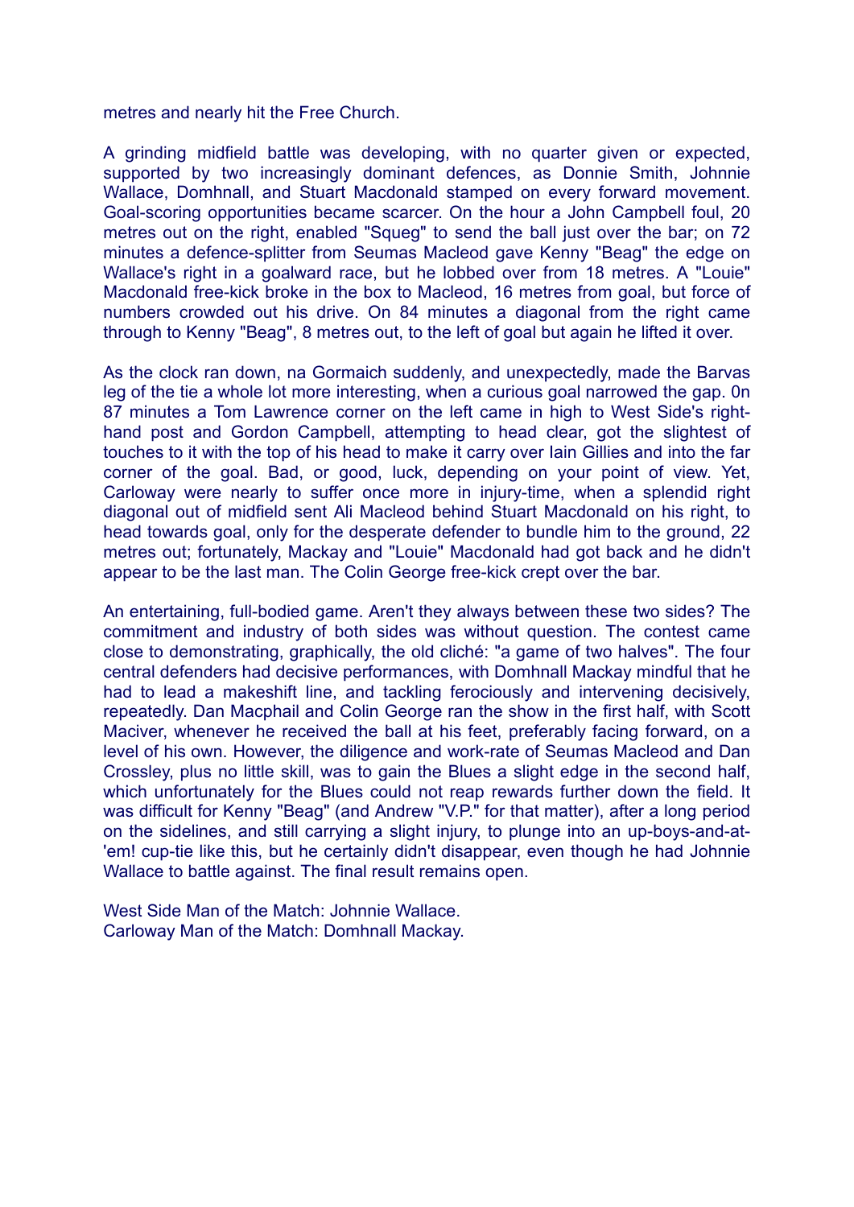metres and nearly hit the Free Church.

A grinding midfield battle was developing, with no quarter given or expected, supported by two increasingly dominant defences, as Donnie Smith, Johnnie Wallace, Domhnall, and Stuart Macdonald stamped on every forward movement. Goal-scoring opportunities became scarcer. On the hour a John Campbell foul, 20 metres out on the right, enabled "Squeg" to send the ball just over the bar; on 72 minutes a defence-splitter from Seumas Macleod gave Kenny "Beag" the edge on Wallace's right in a goalward race, but he lobbed over from 18 metres. A "Louie" Macdonald free-kick broke in the box to Macleod, 16 metres from goal, but force of numbers crowded out his drive. On 84 minutes a diagonal from the right came through to Kenny "Beag", 8 metres out, to the left of goal but again he lifted it over.

As the clock ran down, na Gormaich suddenly, and unexpectedly, made the Barvas leg of the tie a whole lot more interesting, when a curious goal narrowed the gap. 0n 87 minutes a Tom Lawrence corner on the left came in high to West Side's right-hand post and Gordon Campbell, attempting to head clear, got the slightest of touches to it with the top of his head to make it carry over Iain Gillies and into the far corner of the goal. Bad, or good, luck, depending on your point of view. Yet, Carloway were nearly to suffer once more in injury-time, when a splendid right diagonal out of midfield sent Ali Macleod behind Stuart Macdonald on his right, to head towards goal, only for the desperate defender to bundle him to the ground, 22 metres out; fortunately, Mackay and "Louie" Macdonald had got back and he didn't appear to be the last man. The Colin George free-kick crept over the bar.

An entertaining, full-bodied game. Aren't they always between these two sides? The commitment and industry of both sides was without question. The contest came close to demonstrating, graphically, the old cliché: "a game of two halves". The four central defenders had decisive performances, with Domhnall Mackay mindful that he had to lead a makeshift line, and tackling ferociously and intervening decisively, repeatedly. Dan Macphail and Colin George ran the show in the first half, with Scott Maciver, whenever he received the ball at his feet, preferably facing forward, on a level of his own. However, the diligence and work-rate of Seumas Macleod and Dan Crossley, plus no little skill, was to gain the Blues a slight edge in the second half, which unfortunately for the Blues could not reap rewards further down the field. It was difficult for Kenny "Beag" (and Andrew "V.P." for that matter), after a long period on the sidelines, and still carrying a slight injury, to plunge into an up-boys-and-at-'em! cup-tie like this, but he certainly didn't disappear, even though he had Johnnie Wallace to battle against. The final result remains open.

West Side Man of the Match: Johnnie Wallace.
Carloway Man of the Match: Domhnall Mackay.